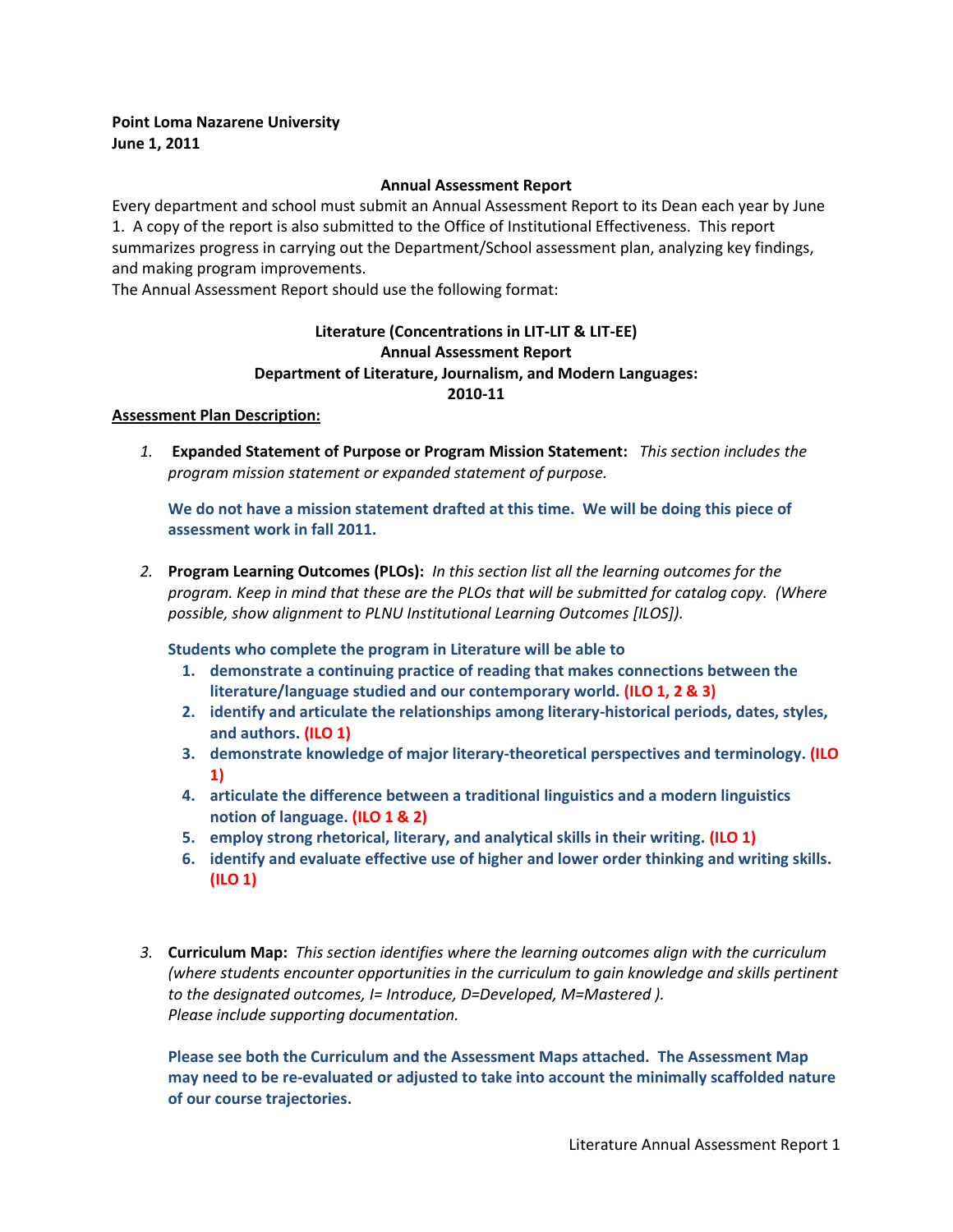**Point Loma Nazarene University**
**June 1, 2011**

**Annual Assessment Report**

Every department and school must submit an Annual Assessment Report to its Dean each year by June 1. A copy of the report is also submitted to the Office of Institutional Effectiveness. This report summarizes progress in carrying out the Department/School assessment plan, analyzing key findings, and making program improvements.

The Annual Assessment Report should use the following format:

**Literature (Concentrations in LIT-LIT & LIT-EE)**
**Annual Assessment Report**
**Department of Literature, Journalism, and Modern Languages:**
**2010-11**

**Assessment Plan Description:**

1. **Expanded Statement of Purpose or Program Mission Statement:** *This section includes the program mission statement or expanded statement of purpose.*

   **We do not have a mission statement drafted at this time. We will be doing this piece of assessment work in fall 2011.**

2. **Program Learning Outcomes (PLOs):** *In this section list all the learning outcomes for the program. Keep in mind that these are the PLOs that will be submitted for catalog copy. (Where possible, show alignment to PLNU Institutional Learning Outcomes [ILOS]).*

   **Students who complete the program in Literature will be able to**

   1. **demonstrate a continuing practice of reading that makes connections between the literature/language studied and our contemporary world. (ILO 1, 2 & 3)**
   2. **identify and articulate the relationships among literary-historical periods, dates, styles, and authors. (ILO 1)**
   3. **demonstrate knowledge of major literary-theoretical perspectives and terminology. (ILO 1)**
   4. **articulate the difference between a traditional linguistics and a modern linguistics notion of language. (ILO 1 & 2)**
   5. **employ strong rhetorical, literary, and analytical skills in their writing. (ILO 1)**
   6. **identify and evaluate effective use of higher and lower order thinking and writing skills. (ILO 1)**

3. **Curriculum Map:** *This section identifies where the learning outcomes align with the curriculum (where students encounter opportunities in the curriculum to gain knowledge and skills pertinent to the designated outcomes, I= Introduce, D=Developed, M=Mastered ). Please include supporting documentation.*

   **Please see both the Curriculum and the Assessment Maps attached. The Assessment Map may need to be re-evaluated or adjusted to take into account the minimally scaffolded nature of our course trajectories.**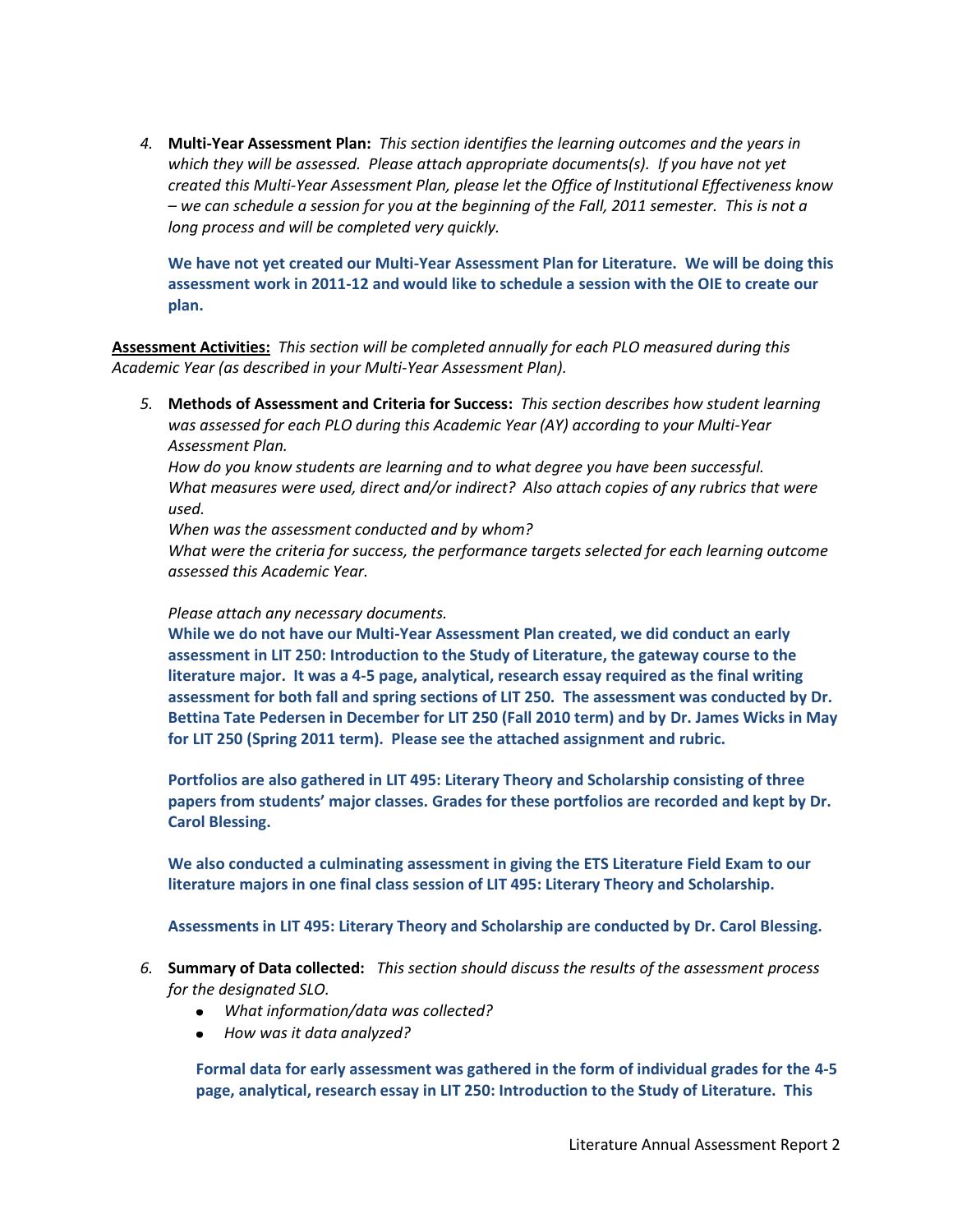4. **Multi-Year Assessment Plan:** *This section identifies the learning outcomes and the years in which they will be assessed. Please attach appropriate documents(s). If you have not yet created this Multi-Year Assessment Plan, please let the Office of Institutional Effectiveness know – we can schedule a session for you at the beginning of the Fall, 2011 semester. This is not a long process and will be completed very quickly.*

   **We have not yet created our Multi-Year Assessment Plan for Literature. We will be doing this assessment work in 2011-12 and would like to schedule a session with the OIE to create our plan.**

**Assessment Activities:** *This section will be completed annually for each PLO measured during this Academic Year (as described in your Multi-Year Assessment Plan).*

5. **Methods of Assessment and Criteria for Success:** *This section describes how student learning was assessed for each PLO during this Academic Year (AY) according to your Multi-Year Assessment Plan.*
   *How do you know students are learning and to what degree you have been successful.*
   *What measures were used, direct and/or indirect? Also attach copies of any rubrics that were used.*
   *When was the assessment conducted and by whom?*
   *What were the criteria for success, the performance targets selected for each learning outcome assessed this Academic Year.*

   *Please attach any necessary documents.*
   **While we do not have our Multi-Year Assessment Plan created, we did conduct an early assessment in LIT 250: Introduction to the Study of Literature, the gateway course to the literature major. It was a 4-5 page, analytical, research essay required as the final writing assessment for both fall and spring sections of LIT 250. The assessment was conducted by Dr. Bettina Tate Pedersen in December for LIT 250 (Fall 2010 term) and by Dr. James Wicks in May for LIT 250 (Spring 2011 term). Please see the attached assignment and rubric.**

   **Portfolios are also gathered in LIT 495: Literary Theory and Scholarship consisting of three papers from students' major classes. Grades for these portfolios are recorded and kept by Dr. Carol Blessing.**

   **We also conducted a culminating assessment in giving the ETS Literature Field Exam to our literature majors in one final class session of LIT 495: Literary Theory and Scholarship.**

   **Assessments in LIT 495: Literary Theory and Scholarship are conducted by Dr. Carol Blessing.**

6. **Summary of Data collected:** *This section should discuss the results of the assessment process for the designated SLO.*
   - *What information/data was collected?*
   - *How was it data analyzed?*

   **Formal data for early assessment was gathered in the form of individual grades for the 4-5 page, analytical, research essay in LIT 250: Introduction to the Study of Literature. This**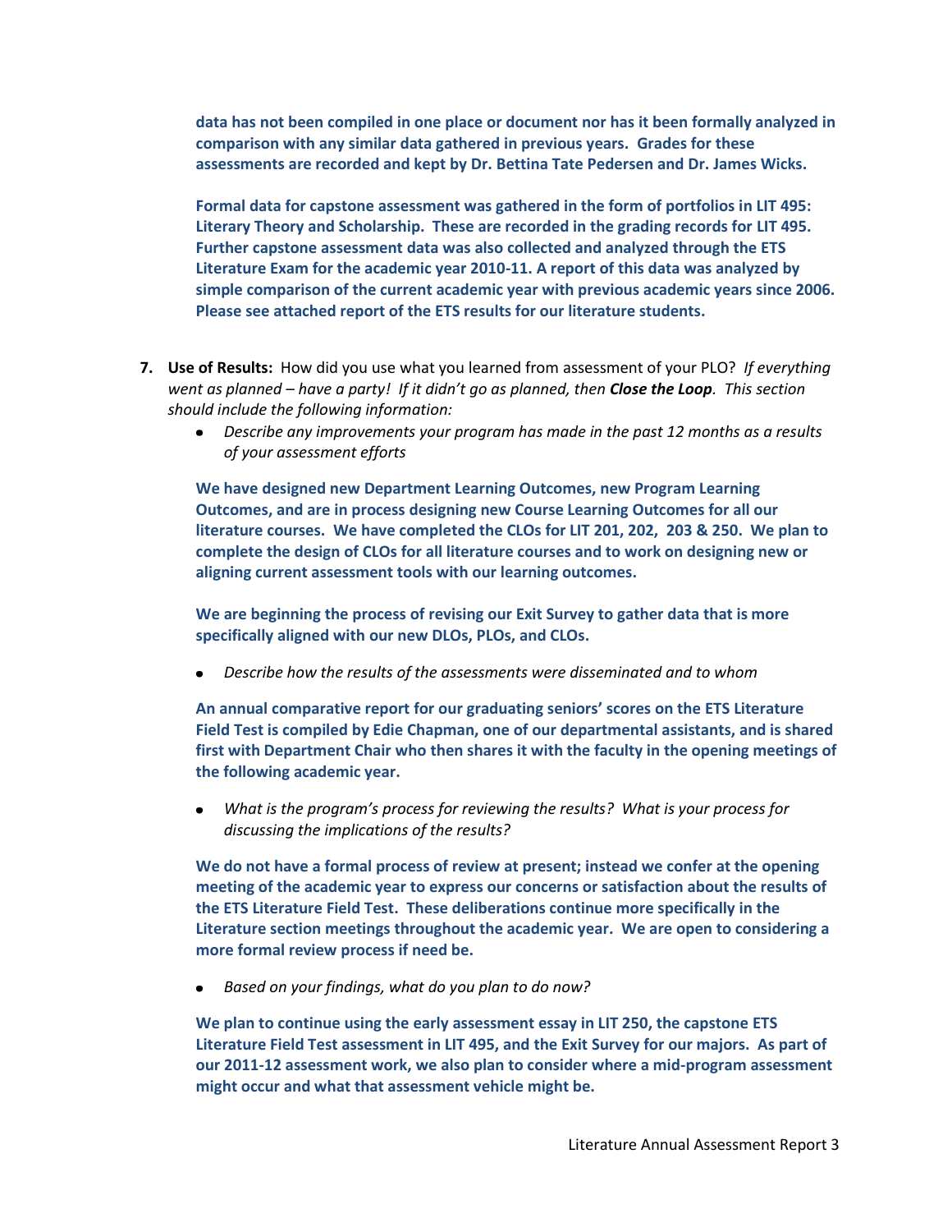**data has not been compiled in one place or document nor has it been formally analyzed in comparison with any similar data gathered in previous years. Grades for these assessments are recorded and kept by Dr. Bettina Tate Pedersen and Dr. James Wicks.**

**Formal data for capstone assessment was gathered in the form of portfolios in LIT 495: Literary Theory and Scholarship. These are recorded in the grading records for LIT 495. Further capstone assessment data was also collected and analyzed through the ETS Literature Exam for the academic year 2010-11. A report of this data was analyzed by simple comparison of the current academic year with previous academic years since 2006. Please see attached report of the ETS results for our literature students.**

7. **Use of Results:** How did you use what you learned from assessment of your PLO? *If everything went as planned – have a party! If it didn't go as planned, then **Close the Loop**. This section should include the following information:*
   - *Describe any improvements your program has made in the past 12 months as a results of your assessment efforts*

   **We have designed new Department Learning Outcomes, new Program Learning Outcomes, and are in process designing new Course Learning Outcomes for all our literature courses. We have completed the CLOs for LIT 201, 202, 203 & 250. We plan to complete the design of CLOs for all literature courses and to work on designing new or aligning current assessment tools with our learning outcomes.**

   **We are beginning the process of revising our Exit Survey to gather data that is more specifically aligned with our new DLOs, PLOs, and CLOs.**

   - *Describe how the results of the assessments were disseminated and to whom*

   **An annual comparative report for our graduating seniors' scores on the ETS Literature Field Test is compiled by Edie Chapman, one of our departmental assistants, and is shared first with Department Chair who then shares it with the faculty in the opening meetings of the following academic year.**

   - *What is the program's process for reviewing the results? What is your process for discussing the implications of the results?*

   **We do not have a formal process of review at present; instead we confer at the opening meeting of the academic year to express our concerns or satisfaction about the results of the ETS Literature Field Test. These deliberations continue more specifically in the Literature section meetings throughout the academic year. We are open to considering a more formal review process if need be.**

   - *Based on your findings, what do you plan to do now?*

   **We plan to continue using the early assessment essay in LIT 250, the capstone ETS Literature Field Test assessment in LIT 495, and the Exit Survey for our majors. As part of our 2011-12 assessment work, we also plan to consider where a mid-program assessment might occur and what that assessment vehicle might be.**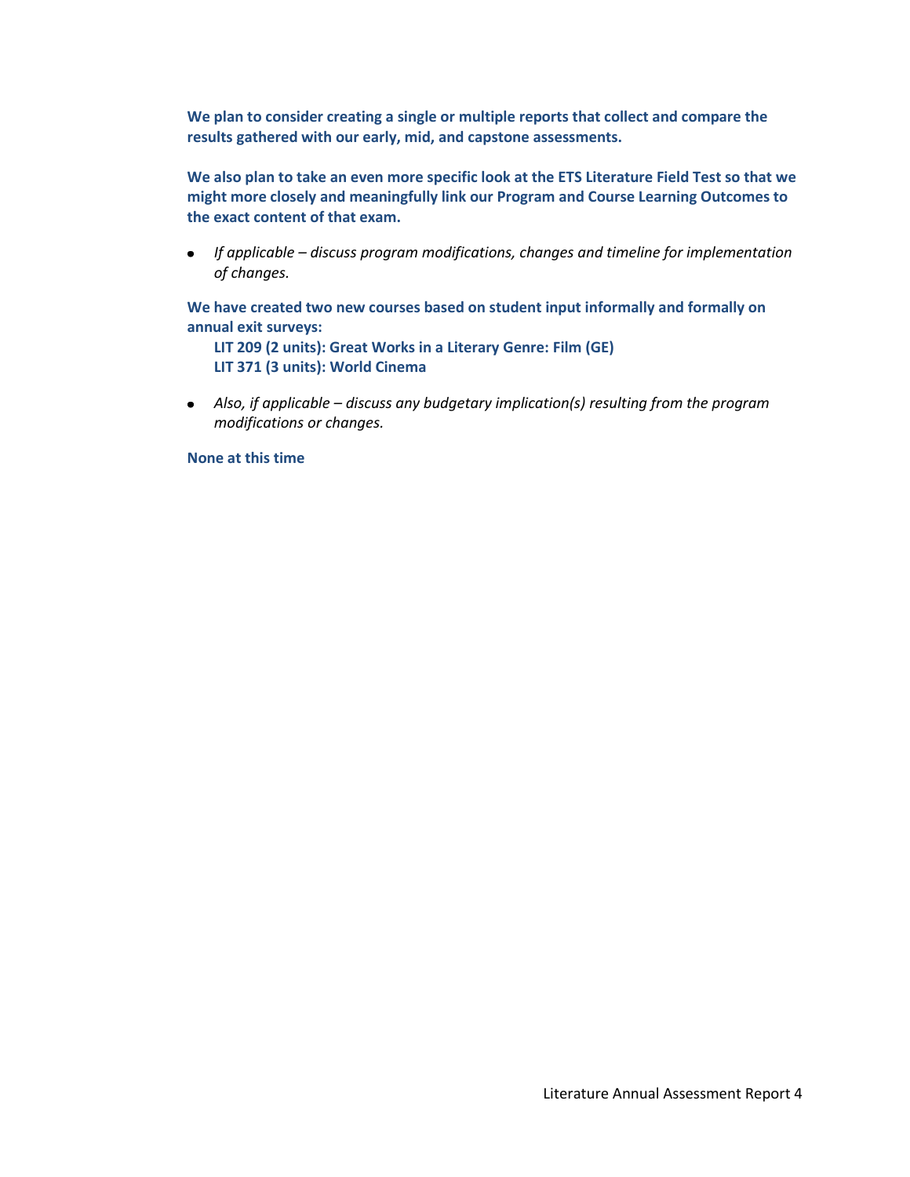**We plan to consider creating a single or multiple reports that collect and compare the results gathered with our early, mid, and capstone assessments.**

**We also plan to take an even more specific look at the ETS Literature Field Test so that we might more closely and meaningfully link our Program and Course Learning Outcomes to the exact content of that exam.**

- *If applicable – discuss program modifications, changes and timeline for implementation of changes.*

**We have created two new courses based on student input informally and formally on annual exit surveys:**

**LIT 209 (2 units): Great Works in a Literary Genre: Film (GE)**
**LIT 371 (3 units): World Cinema**

- *Also, if applicable – discuss any budgetary implication(s) resulting from the program modifications or changes.*

**None at this time**